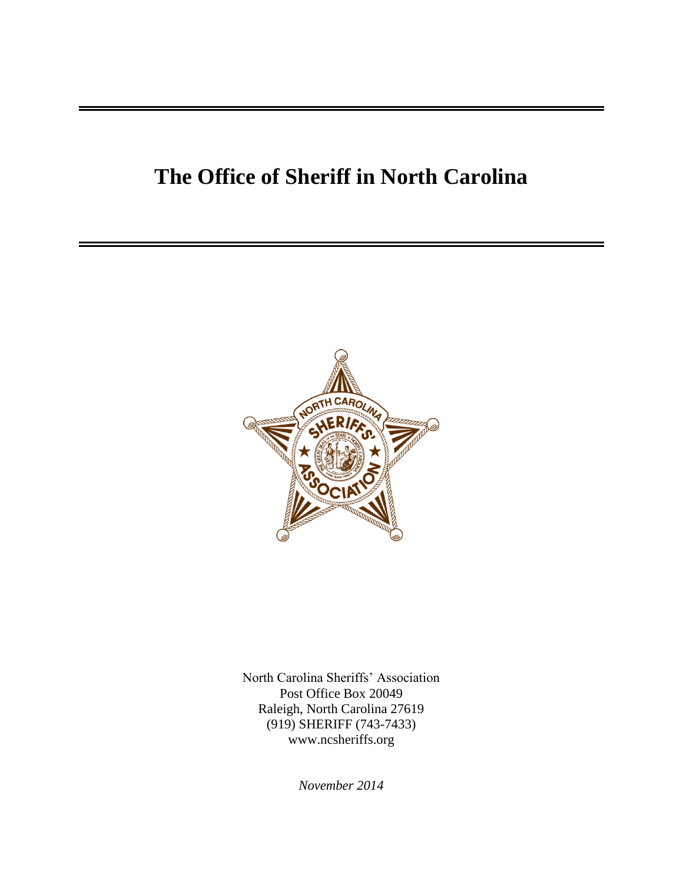# The Office of Sheriff in North Carolina

North Carolina Sheriffs' Association
Post Office Box 20049
Raleigh, North Carolina 27619
(919) SHERIFF (743-7433)
www.ncsheriffs.org

*November 2014*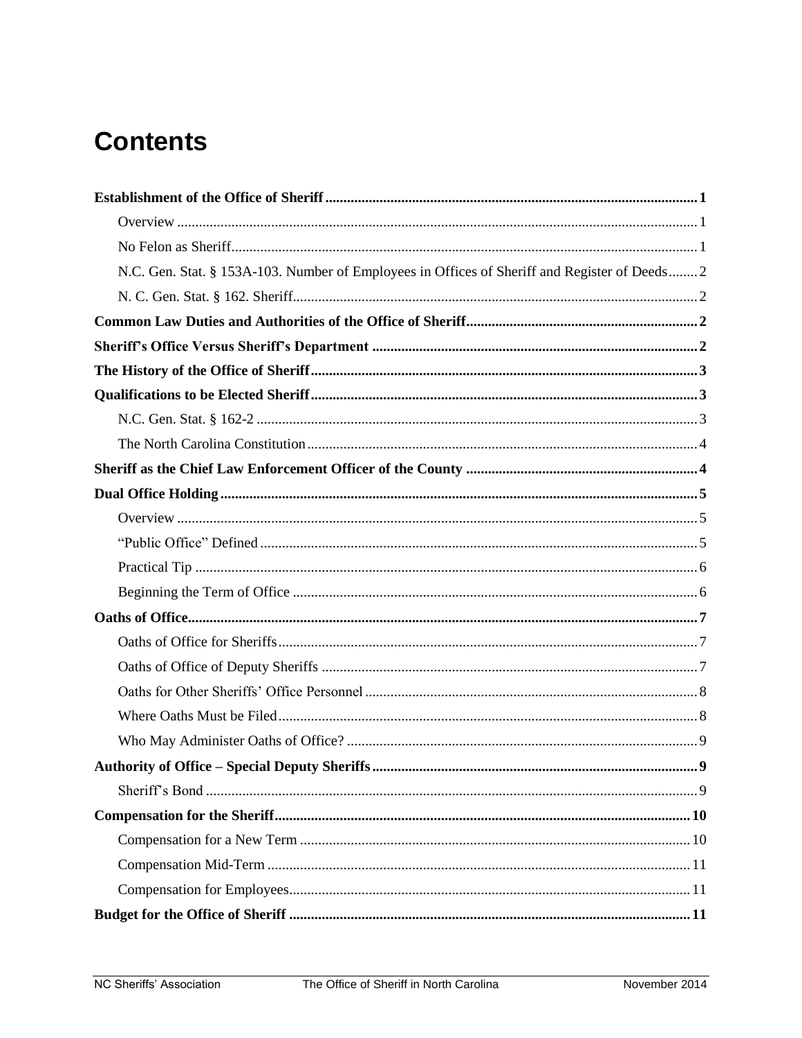# Contents

**Establishment of the Office of Sheriff** ... **1**

- Overview ... 1
- No Felon as Sheriff ... 1
- N.C. Gen. Stat. § 153A-103. Number of Employees in Offices of Sheriff and Register of Deeds ... 2
- N. C. Gen. Stat. § 162. Sheriff ... 2

**Common Law Duties and Authorities of the Office of Sheriff** ... **2**

**Sheriff's Office Versus Sheriff's Department** ... **2**

**The History of the Office of Sheriff** ... **3**

**Qualifications to be Elected Sheriff** ... **3**

- N.C. Gen. Stat. § 162-2 ... 3
- The North Carolina Constitution ... 4

**Sheriff as the Chief Law Enforcement Officer of the County** ... **4**

**Dual Office Holding** ... **5**

- Overview ... 5
- "Public Office" Defined ... 5
- Practical Tip ... 6
- Beginning the Term of Office ... 6

**Oaths of Office** ... **7**

- Oaths of Office for Sheriffs ... 7
- Oaths of Office of Deputy Sheriffs ... 7
- Oaths for Other Sheriffs' Office Personnel ... 8
- Where Oaths Must be Filed ... 8
- Who May Administer Oaths of Office? ... 9

**Authority of Office – Special Deputy Sheriffs** ... **9**

- Sheriff's Bond ... 9

**Compensation for the Sheriff** ... **10**

- Compensation for a New Term ... 10
- Compensation Mid-Term ... 11
- Compensation for Employees ... 11

**Budget for the Office of Sheriff** ... **11**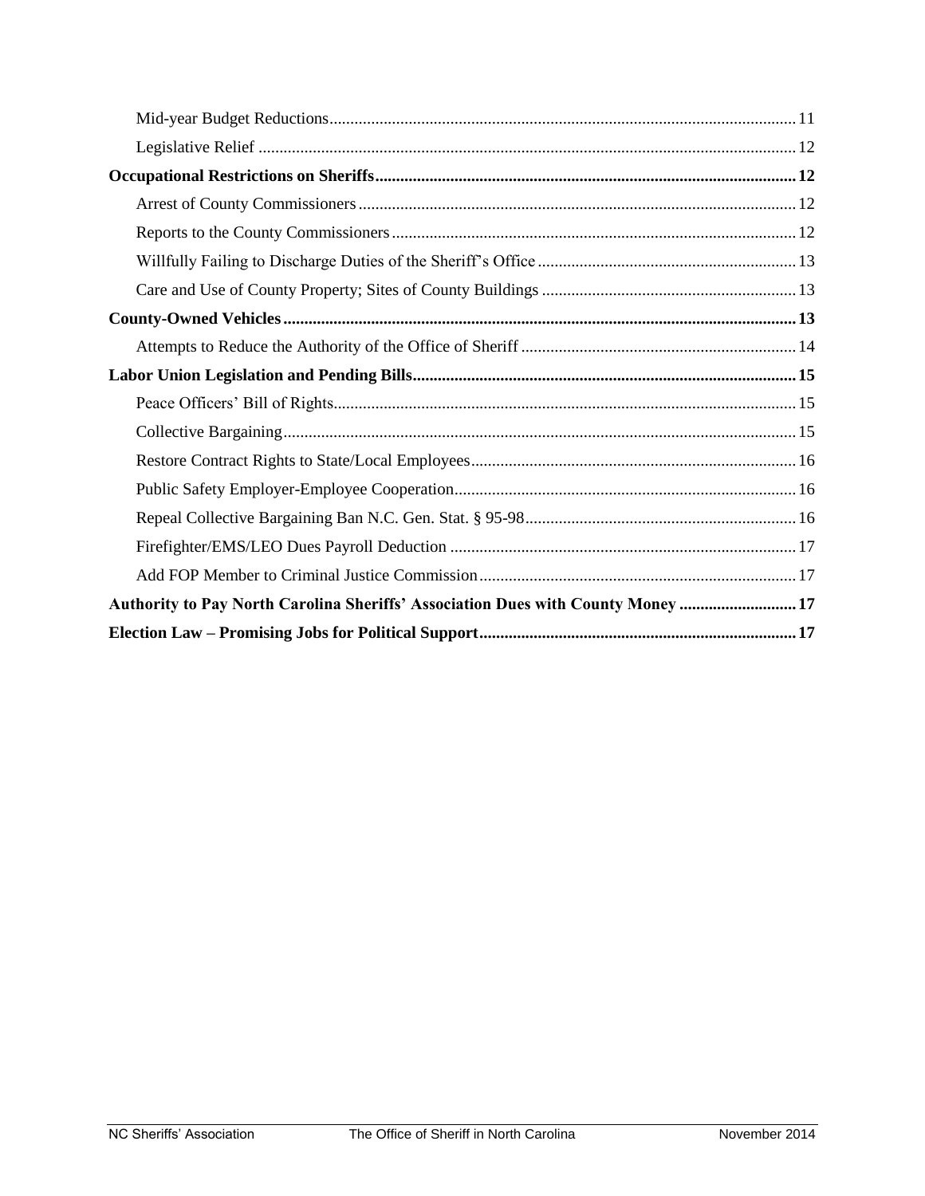- Mid-year Budget Reductions ... 11
- Legislative Relief ... 12

**Occupational Restrictions on Sheriffs ... 12**

- Arrest of County Commissioners ... 12
- Reports to the County Commissioners ... 12
- Willfully Failing to Discharge Duties of the Sheriff's Office ... 13
- Care and Use of County Property; Sites of County Buildings ... 13

**County-Owned Vehicles ... 13**

- Attempts to Reduce the Authority of the Office of Sheriff ... 14

**Labor Union Legislation and Pending Bills ... 15**

- Peace Officers' Bill of Rights ... 15
- Collective Bargaining ... 15
- Restore Contract Rights to State/Local Employees ... 16
- Public Safety Employer-Employee Cooperation ... 16
- Repeal Collective Bargaining Ban N.C. Gen. Stat. § 95-98 ... 16
- Firefighter/EMS/LEO Dues Payroll Deduction ... 17
- Add FOP Member to Criminal Justice Commission ... 17

**Authority to Pay North Carolina Sheriffs' Association Dues with County Money ... 17**

**Election Law – Promising Jobs for Political Support ... 17**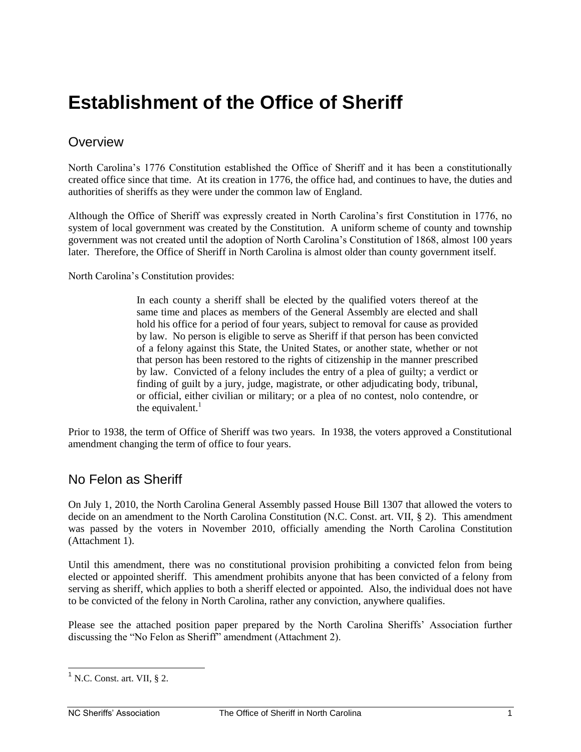# Establishment of the Office of Sheriff

## Overview

North Carolina's 1776 Constitution established the Office of Sheriff and it has been a constitutionally created office since that time. At its creation in 1776, the office had, and continues to have, the duties and authorities of sheriffs as they were under the common law of England.

Although the Office of Sheriff was expressly created in North Carolina's first Constitution in 1776, no system of local government was created by the Constitution. A uniform scheme of county and township government was not created until the adoption of North Carolina's Constitution of 1868, almost 100 years later. Therefore, the Office of Sheriff in North Carolina is almost older than county government itself.

North Carolina's Constitution provides:

> In each county a sheriff shall be elected by the qualified voters thereof at the same time and places as members of the General Assembly are elected and shall hold his office for a period of four years, subject to removal for cause as provided by law. No person is eligible to serve as Sheriff if that person has been convicted of a felony against this State, the United States, or another state, whether or not that person has been restored to the rights of citizenship in the manner prescribed by law. Convicted of a felony includes the entry of a plea of guilty; a verdict or finding of guilt by a jury, judge, magistrate, or other adjudicating body, tribunal, or official, either civilian or military; or a plea of no contest, nolo contendre, or the equivalent.[1]

Prior to 1938, the term of Office of Sheriff was two years. In 1938, the voters approved a Constitutional amendment changing the term of office to four years.

## No Felon as Sheriff

On July 1, 2010, the North Carolina General Assembly passed House Bill 1307 that allowed the voters to decide on an amendment to the North Carolina Constitution (N.C. Const. art. VII, § 2). This amendment was passed by the voters in November 2010, officially amending the North Carolina Constitution (Attachment 1).

Until this amendment, there was no constitutional provision prohibiting a convicted felon from being elected or appointed sheriff. This amendment prohibits anyone that has been convicted of a felony from serving as sheriff, which applies to both a sheriff elected or appointed. Also, the individual does not have to be convicted of the felony in North Carolina, rather any conviction, anywhere qualifies.

Please see the attached position paper prepared by the North Carolina Sheriffs' Association further discussing the "No Felon as Sheriff" amendment (Attachment 2).

---

[1] N.C. Const. art. VII, § 2.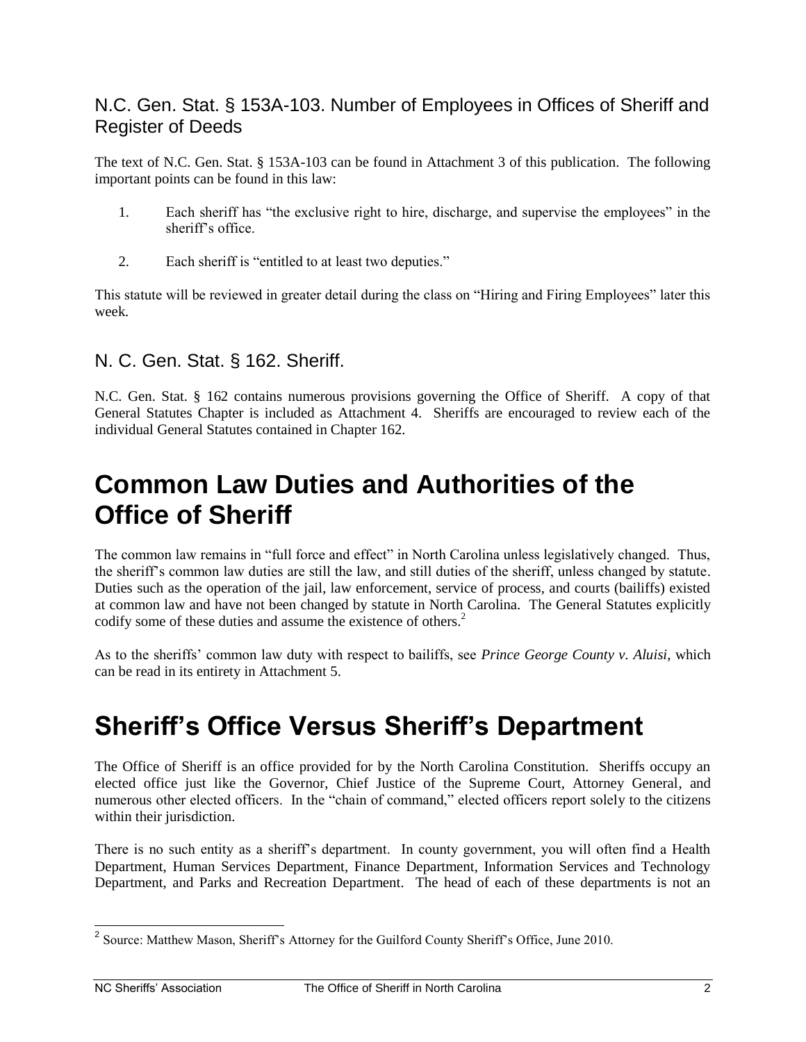### N.C. Gen. Stat. § 153A-103. Number of Employees in Offices of Sheriff and Register of Deeds

The text of N.C. Gen. Stat. § 153A-103 can be found in Attachment 3 of this publication. The following important points can be found in this law:

1. Each sheriff has "the exclusive right to hire, discharge, and supervise the employees" in the sheriff's office.

2. Each sheriff is "entitled to at least two deputies."

This statute will be reviewed in greater detail during the class on "Hiring and Firing Employees" later this week.

### N. C. Gen. Stat. § 162. Sheriff.

N.C. Gen. Stat. § 162 contains numerous provisions governing the Office of Sheriff. A copy of that General Statutes Chapter is included as Attachment 4. Sheriffs are encouraged to review each of the individual General Statutes contained in Chapter 162.

# Common Law Duties and Authorities of the Office of Sheriff

The common law remains in "full force and effect" in North Carolina unless legislatively changed. Thus, the sheriff's common law duties are still the law, and still duties of the sheriff, unless changed by statute. Duties such as the operation of the jail, law enforcement, service of process, and courts (bailiffs) existed at common law and have not been changed by statute in North Carolina. The General Statutes explicitly codify some of these duties and assume the existence of others.[2]

As to the sheriffs' common law duty with respect to bailiffs, see *Prince George County v. Aluisi*, which can be read in its entirety in Attachment 5.

# Sheriff's Office Versus Sheriff's Department

The Office of Sheriff is an office provided for by the North Carolina Constitution. Sheriffs occupy an elected office just like the Governor, Chief Justice of the Supreme Court, Attorney General, and numerous other elected officers. In the "chain of command," elected officers report solely to the citizens within their jurisdiction.

There is no such entity as a sheriff's department. In county government, you will often find a Health Department, Human Services Department, Finance Department, Information Services and Technology Department, and Parks and Recreation Department. The head of each of these departments is not an

[2] Source: Matthew Mason, Sheriff's Attorney for the Guilford County Sheriff's Office, June 2010.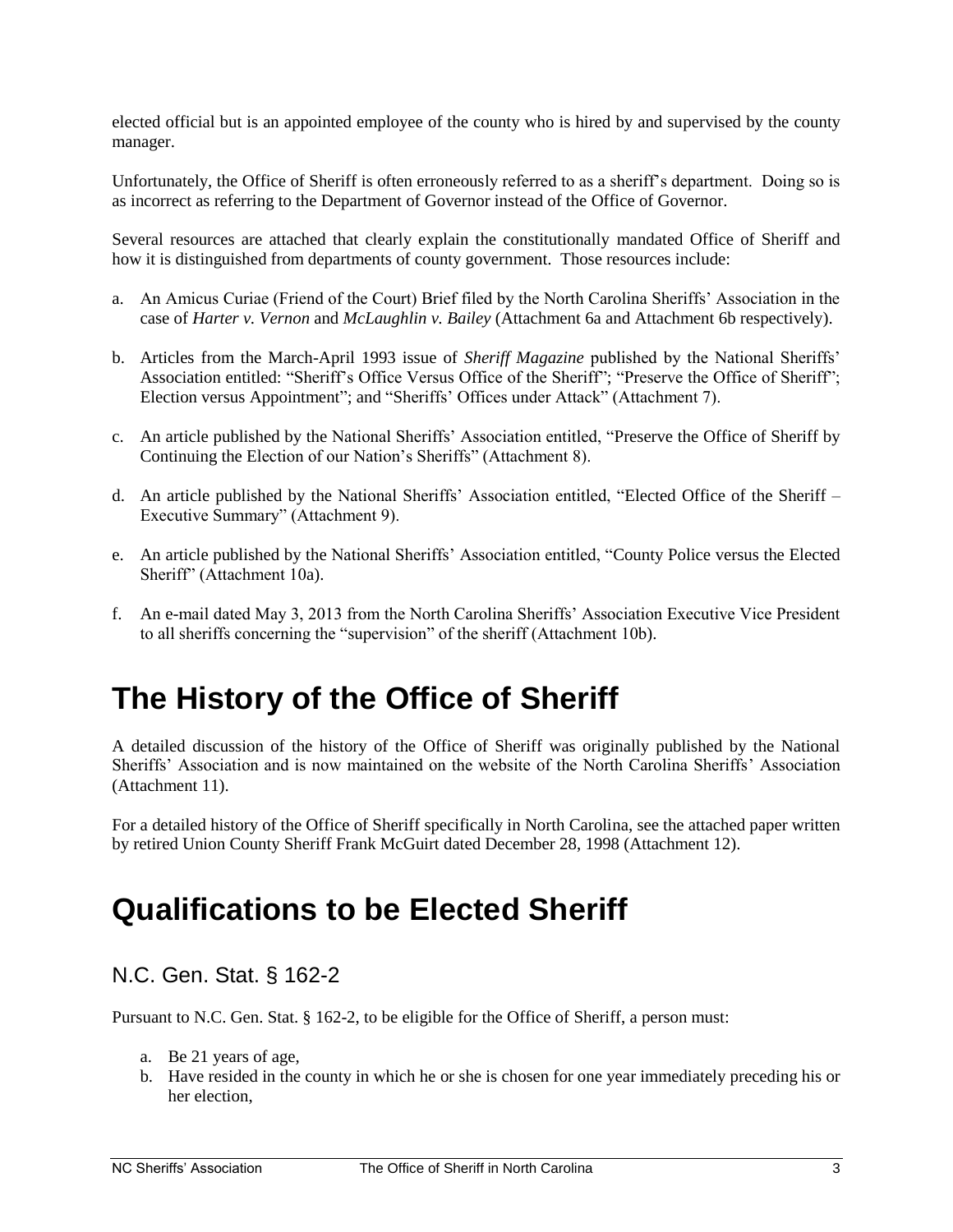elected official but is an appointed employee of the county who is hired by and supervised by the county manager.

Unfortunately, the Office of Sheriff is often erroneously referred to as a sheriff's department. Doing so is as incorrect as referring to the Department of Governor instead of the Office of Governor.

Several resources are attached that clearly explain the constitutionally mandated Office of Sheriff and how it is distinguished from departments of county government. Those resources include:

a. An Amicus Curiae (Friend of the Court) Brief filed by the North Carolina Sheriffs' Association in the case of *Harter v. Vernon* and *McLaughlin v. Bailey* (Attachment 6a and Attachment 6b respectively).

b. Articles from the March-April 1993 issue of *Sheriff Magazine* published by the National Sheriffs' Association entitled: "Sheriff's Office Versus Office of the Sheriff"; "Preserve the Office of Sheriff"; Election versus Appointment"; and "Sheriffs' Offices under Attack" (Attachment 7).

c. An article published by the National Sheriffs' Association entitled, "Preserve the Office of Sheriff by Continuing the Election of our Nation's Sheriffs" (Attachment 8).

d. An article published by the National Sheriffs' Association entitled, "Elected Office of the Sheriff – Executive Summary" (Attachment 9).

e. An article published by the National Sheriffs' Association entitled, "County Police versus the Elected Sheriff" (Attachment 10a).

f. An e-mail dated May 3, 2013 from the North Carolina Sheriffs' Association Executive Vice President to all sheriffs concerning the "supervision" of the sheriff (Attachment 10b).

# The History of the Office of Sheriff

A detailed discussion of the history of the Office of Sheriff was originally published by the National Sheriffs' Association and is now maintained on the website of the North Carolina Sheriffs' Association (Attachment 11).

For a detailed history of the Office of Sheriff specifically in North Carolina, see the attached paper written by retired Union County Sheriff Frank McGuirt dated December 28, 1998 (Attachment 12).

# Qualifications to be Elected Sheriff

## N.C. Gen. Stat. § 162-2

Pursuant to N.C. Gen. Stat. § 162-2, to be eligible for the Office of Sheriff, a person must:

a. Be 21 years of age,
b. Have resided in the county in which he or she is chosen for one year immediately preceding his or her election,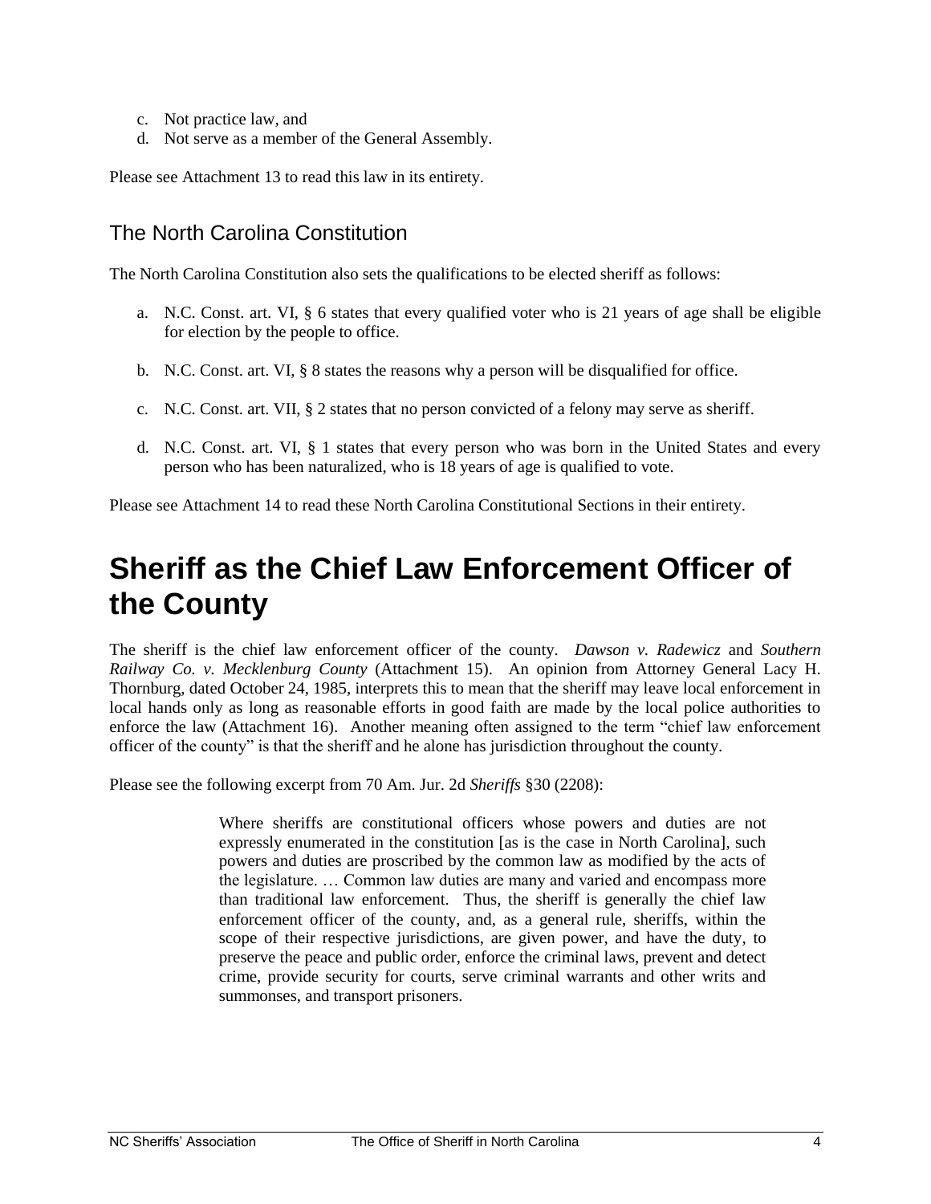c. Not practice law, and
d. Not serve as a member of the General Assembly.

Please see Attachment 13 to read this law in its entirety.

## The North Carolina Constitution

The North Carolina Constitution also sets the qualifications to be elected sheriff as follows:

a. N.C. Const. art. VI, § 6 states that every qualified voter who is 21 years of age shall be eligible for election by the people to office.

b. N.C. Const. art. VI, § 8 states the reasons why a person will be disqualified for office.

c. N.C. Const. art. VII, § 2 states that no person convicted of a felony may serve as sheriff.

d. N.C. Const. art. VI, § 1 states that every person who was born in the United States and every person who has been naturalized, who is 18 years of age is qualified to vote.

Please see Attachment 14 to read these North Carolina Constitutional Sections in their entirety.

# Sheriff as the Chief Law Enforcement Officer of the County

The sheriff is the chief law enforcement officer of the county. *Dawson v. Radewicz* and *Southern Railway Co. v. Mecklenburg County* (Attachment 15). An opinion from Attorney General Lacy H. Thornburg, dated October 24, 1985, interprets this to mean that the sheriff may leave local enforcement in local hands only as long as reasonable efforts in good faith are made by the local police authorities to enforce the law (Attachment 16). Another meaning often assigned to the term "chief law enforcement officer of the county" is that the sheriff and he alone has jurisdiction throughout the county.

Please see the following excerpt from 70 Am. Jur. 2d *Sheriffs* §30 (2208):

> Where sheriffs are constitutional officers whose powers and duties are not expressly enumerated in the constitution [as is the case in North Carolina], such powers and duties are proscribed by the common law as modified by the acts of the legislature. … Common law duties are many and varied and encompass more than traditional law enforcement. Thus, the sheriff is generally the chief law enforcement officer of the county, and, as a general rule, sheriffs, within the scope of their respective jurisdictions, are given power, and have the duty, to preserve the peace and public order, enforce the criminal laws, prevent and detect crime, provide security for courts, serve criminal warrants and other writs and summonses, and transport prisoners.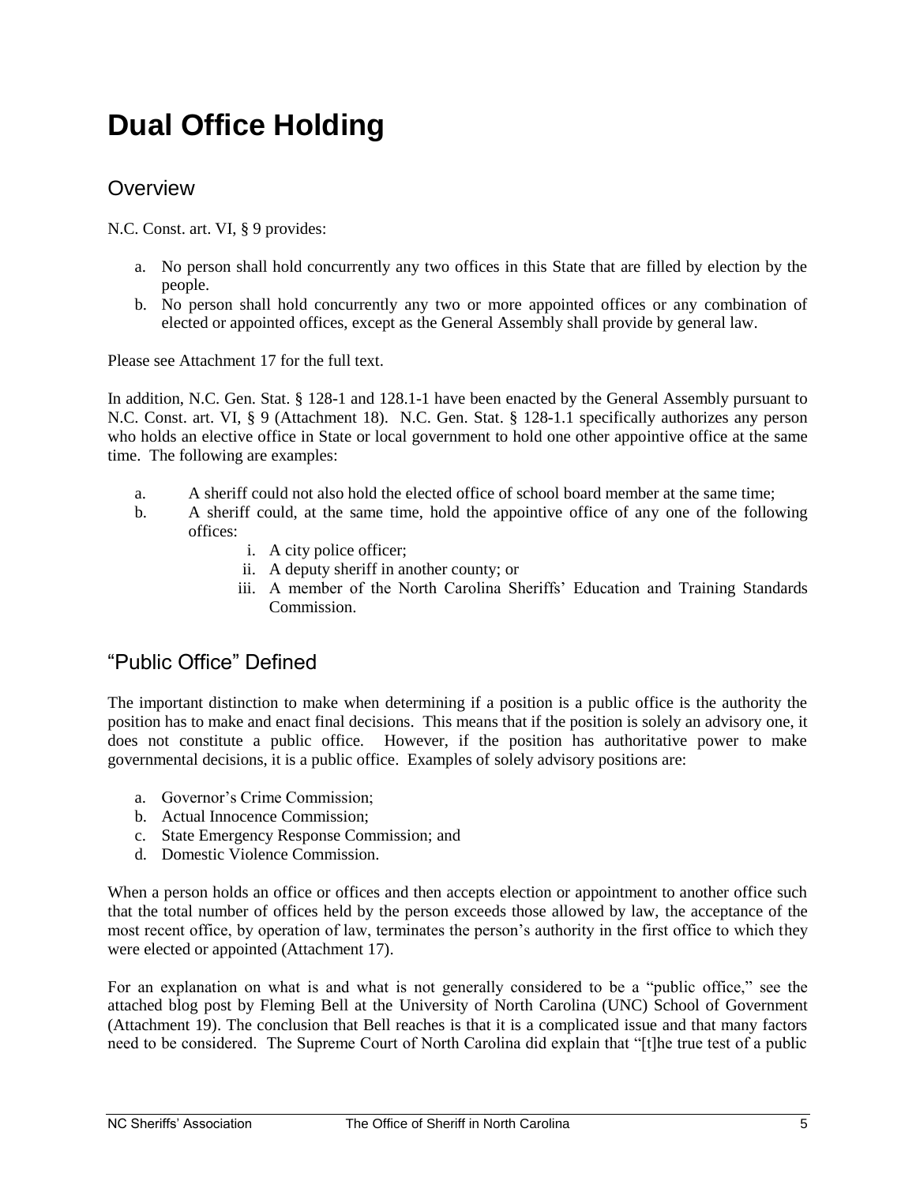# Dual Office Holding

## Overview

N.C. Const. art. VI, § 9 provides:

a. No person shall hold concurrently any two offices in this State that are filled by election by the people.
b. No person shall hold concurrently any two or more appointed offices or any combination of elected or appointed offices, except as the General Assembly shall provide by general law.

Please see Attachment 17 for the full text.

In addition, N.C. Gen. Stat. § 128-1 and 128.1-1 have been enacted by the General Assembly pursuant to N.C. Const. art. VI, § 9 (Attachment 18). N.C. Gen. Stat. § 128-1.1 specifically authorizes any person who holds an elective office in State or local government to hold one other appointive office at the same time. The following are examples:

a. A sheriff could not also hold the elected office of school board member at the same time;
b. A sheriff could, at the same time, hold the appointive office of any one of the following offices:
   i. A city police officer;
   ii. A deputy sheriff in another county; or
   iii. A member of the North Carolina Sheriffs' Education and Training Standards Commission.

## "Public Office" Defined

The important distinction to make when determining if a position is a public office is the authority the position has to make and enact final decisions. This means that if the position is solely an advisory one, it does not constitute a public office. However, if the position has authoritative power to make governmental decisions, it is a public office. Examples of solely advisory positions are:

a. Governor's Crime Commission;
b. Actual Innocence Commission;
c. State Emergency Response Commission; and
d. Domestic Violence Commission.

When a person holds an office or offices and then accepts election or appointment to another office such that the total number of offices held by the person exceeds those allowed by law, the acceptance of the most recent office, by operation of law, terminates the person's authority in the first office to which they were elected or appointed (Attachment 17).

For an explanation on what is and what is not generally considered to be a "public office," see the attached blog post by Fleming Bell at the University of North Carolina (UNC) School of Government (Attachment 19). The conclusion that Bell reaches is that it is a complicated issue and that many factors need to be considered. The Supreme Court of North Carolina did explain that "[t]he true test of a public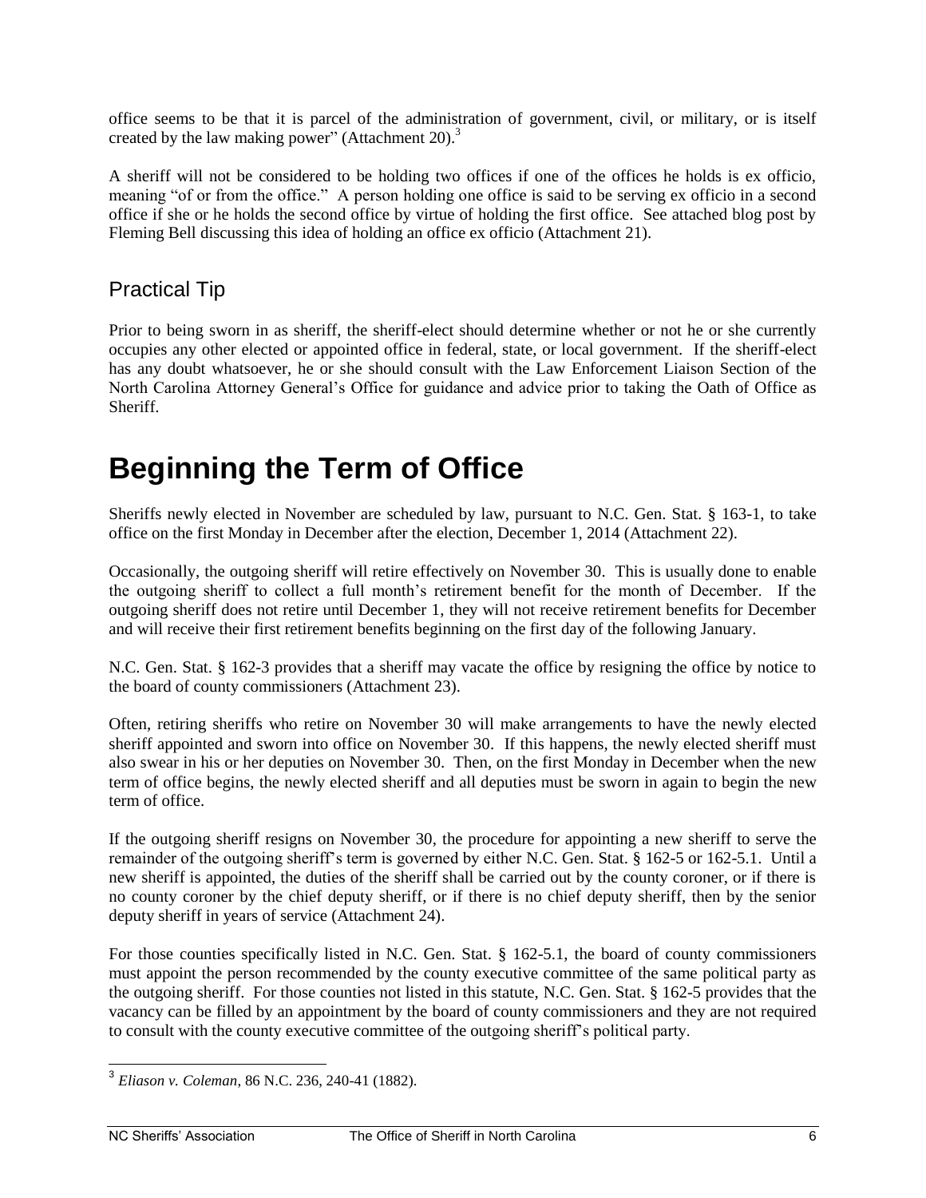office seems to be that it is parcel of the administration of government, civil, or military, or is itself created by the law making power" (Attachment 20).[3]

A sheriff will not be considered to be holding two offices if one of the offices he holds is ex officio, meaning "of or from the office." A person holding one office is said to be serving ex officio in a second office if she or he holds the second office by virtue of holding the first office. See attached blog post by Fleming Bell discussing this idea of holding an office ex officio (Attachment 21).

## Practical Tip

Prior to being sworn in as sheriff, the sheriff-elect should determine whether or not he or she currently occupies any other elected or appointed office in federal, state, or local government. If the sheriff-elect has any doubt whatsoever, he or she should consult with the Law Enforcement Liaison Section of the North Carolina Attorney General's Office for guidance and advice prior to taking the Oath of Office as Sheriff.

# Beginning the Term of Office

Sheriffs newly elected in November are scheduled by law, pursuant to N.C. Gen. Stat. § 163-1, to take office on the first Monday in December after the election, December 1, 2014 (Attachment 22).

Occasionally, the outgoing sheriff will retire effectively on November 30. This is usually done to enable the outgoing sheriff to collect a full month's retirement benefit for the month of December. If the outgoing sheriff does not retire until December 1, they will not receive retirement benefits for December and will receive their first retirement benefits beginning on the first day of the following January.

N.C. Gen. Stat. § 162-3 provides that a sheriff may vacate the office by resigning the office by notice to the board of county commissioners (Attachment 23).

Often, retiring sheriffs who retire on November 30 will make arrangements to have the newly elected sheriff appointed and sworn into office on November 30. If this happens, the newly elected sheriff must also swear in his or her deputies on November 30. Then, on the first Monday in December when the new term of office begins, the newly elected sheriff and all deputies must be sworn in again to begin the new term of office.

If the outgoing sheriff resigns on November 30, the procedure for appointing a new sheriff to serve the remainder of the outgoing sheriff's term is governed by either N.C. Gen. Stat. § 162-5 or 162-5.1. Until a new sheriff is appointed, the duties of the sheriff shall be carried out by the county coroner, or if there is no county coroner by the chief deputy sheriff, or if there is no chief deputy sheriff, then by the senior deputy sheriff in years of service (Attachment 24).

For those counties specifically listed in N.C. Gen. Stat. § 162-5.1, the board of county commissioners must appoint the person recommended by the county executive committee of the same political party as the outgoing sheriff. For those counties not listed in this statute, N.C. Gen. Stat. § 162-5 provides that the vacancy can be filled by an appointment by the board of county commissioners and they are not required to consult with the county executive committee of the outgoing sheriff's political party.

---

[3] *Eliason v. Coleman*, 86 N.C. 236, 240-41 (1882).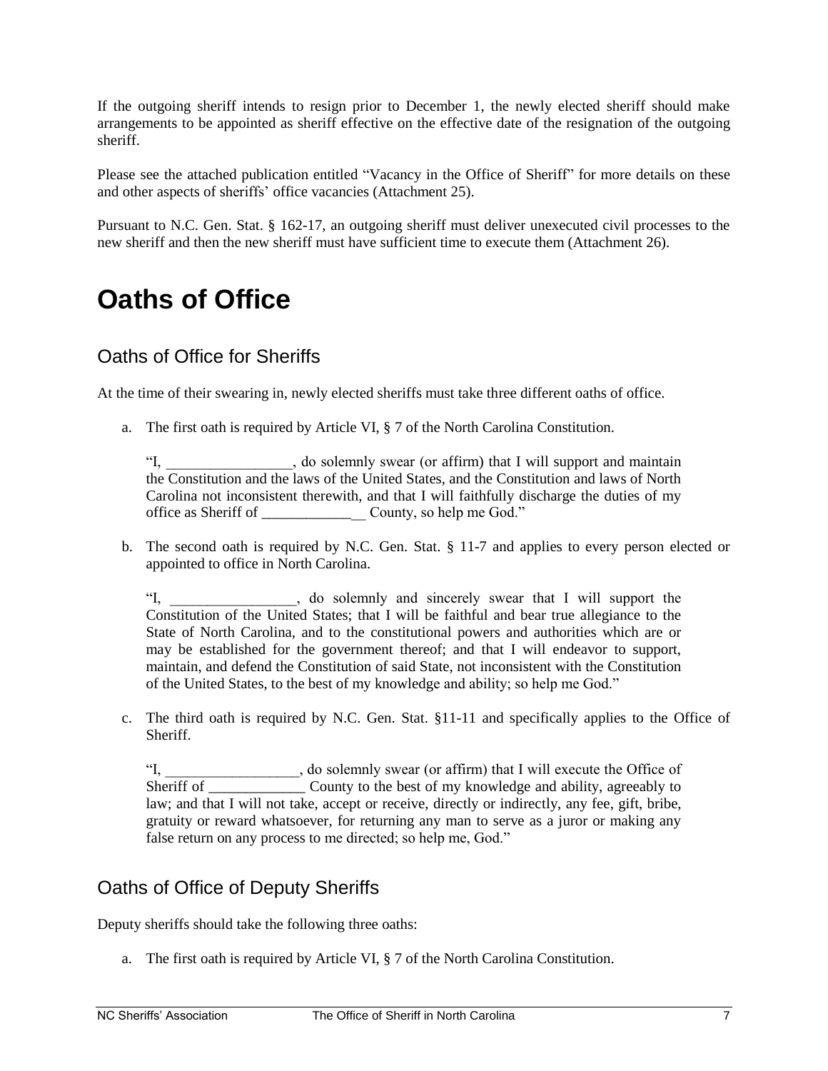If the outgoing sheriff intends to resign prior to December 1, the newly elected sheriff should make arrangements to be appointed as sheriff effective on the effective date of the resignation of the outgoing sheriff.

Please see the attached publication entitled "Vacancy in the Office of Sheriff" for more details on these and other aspects of sheriffs' office vacancies (Attachment 25).

Pursuant to N.C. Gen. Stat. § 162-17, an outgoing sheriff must deliver unexecuted civil processes to the new sheriff and then the new sheriff must have sufficient time to execute them (Attachment 26).

# Oaths of Office

## Oaths of Office for Sheriffs

At the time of their swearing in, newly elected sheriffs must take three different oaths of office.

a. The first oath is required by Article VI, § 7 of the North Carolina Constitution.

   "I, _________________, do solemnly swear (or affirm) that I will support and maintain the Constitution and the laws of the United States, and the Constitution and laws of North Carolina not inconsistent therewith, and that I will faithfully discharge the duties of my office as Sheriff of _______________ County, so help me God."

b. The second oath is required by N.C. Gen. Stat. § 11-7 and applies to every person elected or appointed to office in North Carolina.

   "I, _________________, do solemnly and sincerely swear that I will support the Constitution of the United States; that I will be faithful and bear true allegiance to the State of North Carolina, and to the constitutional powers and authorities which are or may be established for the government thereof; and that I will endeavor to support, maintain, and defend the Constitution of said State, not inconsistent with the Constitution of the United States, to the best of my knowledge and ability; so help me God."

c. The third oath is required by N.C. Gen. Stat. §11-11 and specifically applies to the Office of Sheriff.

   "I, __________________, do solemnly swear (or affirm) that I will execute the Office of Sheriff of _____________ County to the best of my knowledge and ability, agreeably to law; and that I will not take, accept or receive, directly or indirectly, any fee, gift, bribe, gratuity or reward whatsoever, for returning any man to serve as a juror or making any false return on any process to me directed; so help me, God."

## Oaths of Office of Deputy Sheriffs

Deputy sheriffs should take the following three oaths:

a. The first oath is required by Article VI, § 7 of the North Carolina Constitution.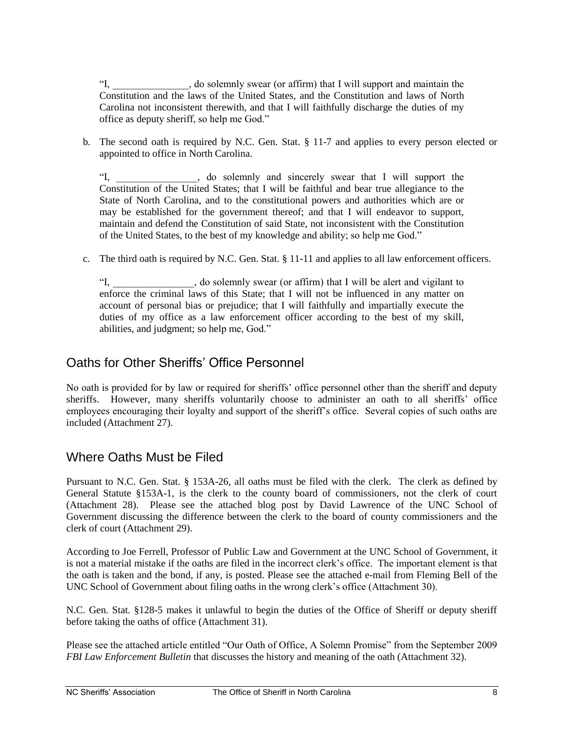"I, _______________, do solemnly swear (or affirm) that I will support and maintain the Constitution and the laws of the United States, and the Constitution and laws of North Carolina not inconsistent therewith, and that I will faithfully discharge the duties of my office as deputy sheriff, so help me God."

b. The second oath is required by N.C. Gen. Stat. § 11-7 and applies to every person elected or appointed to office in North Carolina.

   "I, ________________, do solemnly and sincerely swear that I will support the Constitution of the United States; that I will be faithful and bear true allegiance to the State of North Carolina, and to the constitutional powers and authorities which are or may be established for the government thereof; and that I will endeavor to support, maintain and defend the Constitution of said State, not inconsistent with the Constitution of the United States, to the best of my knowledge and ability; so help me God."

c. The third oath is required by N.C. Gen. Stat. § 11-11 and applies to all law enforcement officers.

   "I, ________________, do solemnly swear (or affirm) that I will be alert and vigilant to enforce the criminal laws of this State; that I will not be influenced in any matter on account of personal bias or prejudice; that I will faithfully and impartially execute the duties of my office as a law enforcement officer according to the best of my skill, abilities, and judgment; so help me, God."

## Oaths for Other Sheriffs' Office Personnel

No oath is provided for by law or required for sheriffs' office personnel other than the sheriff and deputy sheriffs. However, many sheriffs voluntarily choose to administer an oath to all sheriffs' office employees encouraging their loyalty and support of the sheriff's office. Several copies of such oaths are included (Attachment 27).

## Where Oaths Must be Filed

Pursuant to N.C. Gen. Stat. § 153A-26, all oaths must be filed with the clerk. The clerk as defined by General Statute §153A-1, is the clerk to the county board of commissioners, not the clerk of court (Attachment 28). Please see the attached blog post by David Lawrence of the UNC School of Government discussing the difference between the clerk to the board of county commissioners and the clerk of court (Attachment 29).

According to Joe Ferrell, Professor of Public Law and Government at the UNC School of Government, it is not a material mistake if the oaths are filed in the incorrect clerk's office. The important element is that the oath is taken and the bond, if any, is posted. Please see the attached e-mail from Fleming Bell of the UNC School of Government about filing oaths in the wrong clerk's office (Attachment 30).

N.C. Gen. Stat. §128-5 makes it unlawful to begin the duties of the Office of Sheriff or deputy sheriff before taking the oaths of office (Attachment 31).

Please see the attached article entitled "Our Oath of Office, A Solemn Promise" from the September 2009 *FBI Law Enforcement Bulletin* that discusses the history and meaning of the oath (Attachment 32).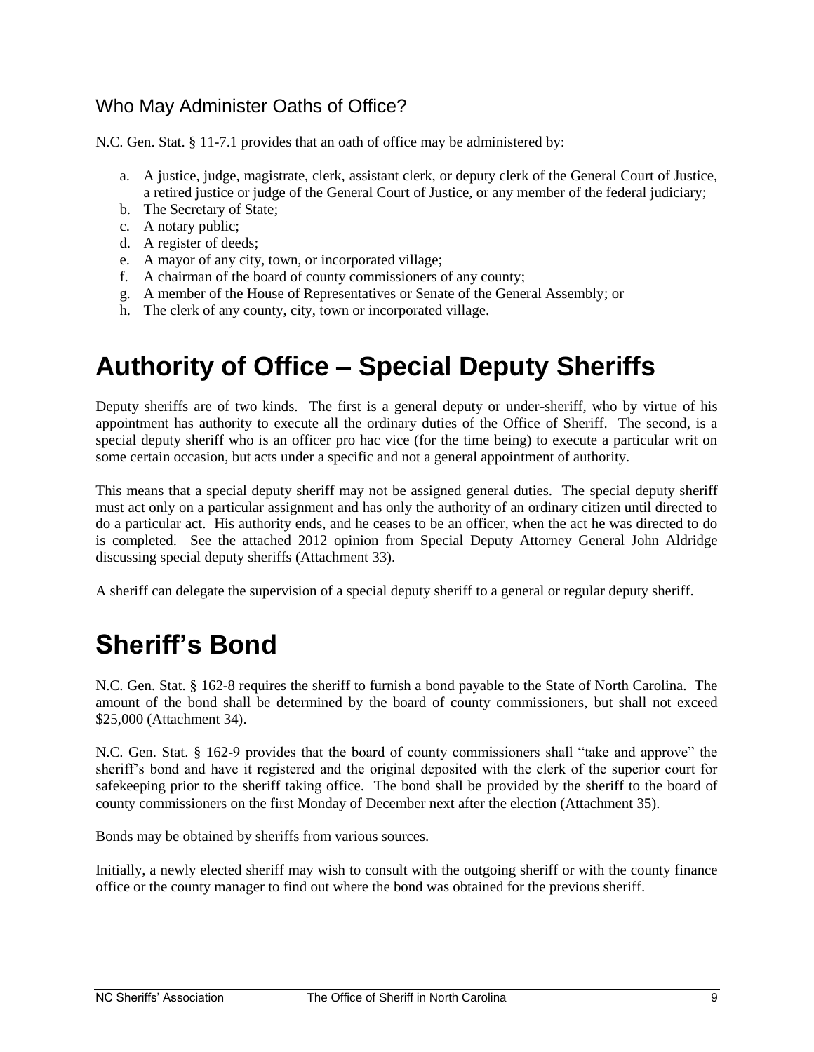### Who May Administer Oaths of Office?

N.C. Gen. Stat. § 11-7.1 provides that an oath of office may be administered by:

a. A justice, judge, magistrate, clerk, assistant clerk, or deputy clerk of the General Court of Justice, a retired justice or judge of the General Court of Justice, or any member of the federal judiciary;
b. The Secretary of State;
c. A notary public;
d. A register of deeds;
e. A mayor of any city, town, or incorporated village;
f. A chairman of the board of county commissioners of any county;
g. A member of the House of Representatives or Senate of the General Assembly; or
h. The clerk of any county, city, town or incorporated village.

# Authority of Office – Special Deputy Sheriffs

Deputy sheriffs are of two kinds. The first is a general deputy or under-sheriff, who by virtue of his appointment has authority to execute all the ordinary duties of the Office of Sheriff. The second, is a special deputy sheriff who is an officer pro hac vice (for the time being) to execute a particular writ on some certain occasion, but acts under a specific and not a general appointment of authority.

This means that a special deputy sheriff may not be assigned general duties. The special deputy sheriff must act only on a particular assignment and has only the authority of an ordinary citizen until directed to do a particular act. His authority ends, and he ceases to be an officer, when the act he was directed to do is completed. See the attached 2012 opinion from Special Deputy Attorney General John Aldridge discussing special deputy sheriffs (Attachment 33).

A sheriff can delegate the supervision of a special deputy sheriff to a general or regular deputy sheriff.

# Sheriff's Bond

N.C. Gen. Stat. § 162-8 requires the sheriff to furnish a bond payable to the State of North Carolina. The amount of the bond shall be determined by the board of county commissioners, but shall not exceed $25,000 (Attachment 34).

N.C. Gen. Stat. § 162-9 provides that the board of county commissioners shall "take and approve" the sheriff's bond and have it registered and the original deposited with the clerk of the superior court for safekeeping prior to the sheriff taking office. The bond shall be provided by the sheriff to the board of county commissioners on the first Monday of December next after the election (Attachment 35).

Bonds may be obtained by sheriffs from various sources.

Initially, a newly elected sheriff may wish to consult with the outgoing sheriff or with the county finance office or the county manager to find out where the bond was obtained for the previous sheriff.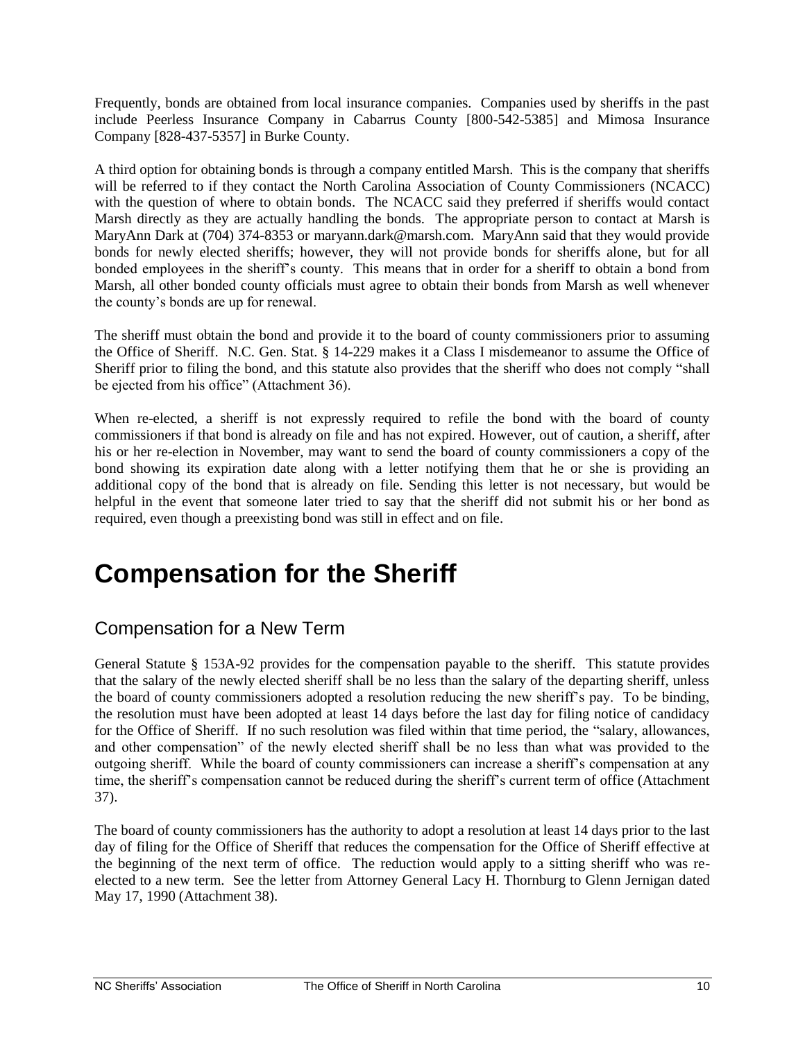Frequently, bonds are obtained from local insurance companies. Companies used by sheriffs in the past include Peerless Insurance Company in Cabarrus County [800-542-5385] and Mimosa Insurance Company [828-437-5357] in Burke County.

A third option for obtaining bonds is through a company entitled Marsh. This is the company that sheriffs will be referred to if they contact the North Carolina Association of County Commissioners (NCACC) with the question of where to obtain bonds. The NCACC said they preferred if sheriffs would contact Marsh directly as they are actually handling the bonds. The appropriate person to contact at Marsh is MaryAnn Dark at (704) 374-8353 or maryann.dark@marsh.com. MaryAnn said that they would provide bonds for newly elected sheriffs; however, they will not provide bonds for sheriffs alone, but for all bonded employees in the sheriff's county. This means that in order for a sheriff to obtain a bond from Marsh, all other bonded county officials must agree to obtain their bonds from Marsh as well whenever the county's bonds are up for renewal.

The sheriff must obtain the bond and provide it to the board of county commissioners prior to assuming the Office of Sheriff. N.C. Gen. Stat. § 14-229 makes it a Class I misdemeanor to assume the Office of Sheriff prior to filing the bond, and this statute also provides that the sheriff who does not comply "shall be ejected from his office" (Attachment 36).

When re-elected, a sheriff is not expressly required to refile the bond with the board of county commissioners if that bond is already on file and has not expired. However, out of caution, a sheriff, after his or her re-election in November, may want to send the board of county commissioners a copy of the bond showing its expiration date along with a letter notifying them that he or she is providing an additional copy of the bond that is already on file. Sending this letter is not necessary, but would be helpful in the event that someone later tried to say that the sheriff did not submit his or her bond as required, even though a preexisting bond was still in effect and on file.

# Compensation for the Sheriff

## Compensation for a New Term

General Statute § 153A-92 provides for the compensation payable to the sheriff. This statute provides that the salary of the newly elected sheriff shall be no less than the salary of the departing sheriff, unless the board of county commissioners adopted a resolution reducing the new sheriff's pay. To be binding, the resolution must have been adopted at least 14 days before the last day for filing notice of candidacy for the Office of Sheriff. If no such resolution was filed within that time period, the "salary, allowances, and other compensation" of the newly elected sheriff shall be no less than what was provided to the outgoing sheriff. While the board of county commissioners can increase a sheriff's compensation at any time, the sheriff's compensation cannot be reduced during the sheriff's current term of office (Attachment 37).

The board of county commissioners has the authority to adopt a resolution at least 14 days prior to the last day of filing for the Office of Sheriff that reduces the compensation for the Office of Sheriff effective at the beginning of the next term of office. The reduction would apply to a sitting sheriff who was re-elected to a new term. See the letter from Attorney General Lacy H. Thornburg to Glenn Jernigan dated May 17, 1990 (Attachment 38).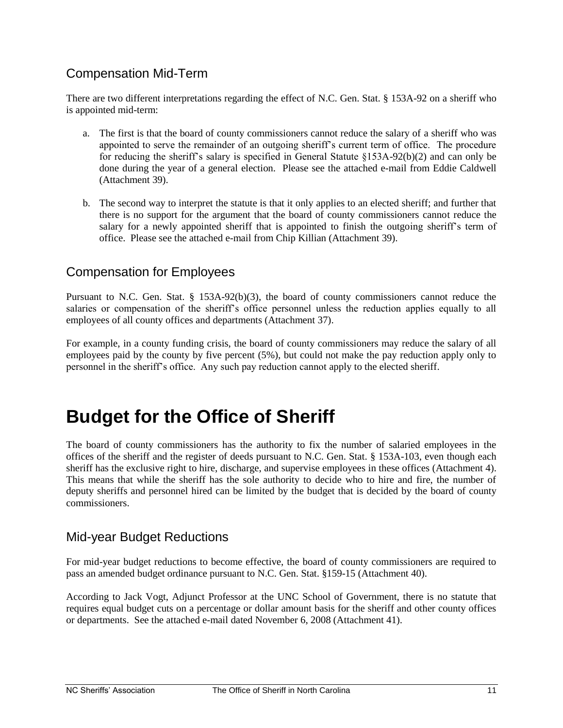## Compensation Mid-Term

There are two different interpretations regarding the effect of N.C. Gen. Stat. § 153A-92 on a sheriff who is appointed mid-term:

a. The first is that the board of county commissioners cannot reduce the salary of a sheriff who was appointed to serve the remainder of an outgoing sheriff's current term of office. The procedure for reducing the sheriff's salary is specified in General Statute §153A-92(b)(2) and can only be done during the year of a general election. Please see the attached e-mail from Eddie Caldwell (Attachment 39).

b. The second way to interpret the statute is that it only applies to an elected sheriff; and further that there is no support for the argument that the board of county commissioners cannot reduce the salary for a newly appointed sheriff that is appointed to finish the outgoing sheriff's term of office. Please see the attached e-mail from Chip Killian (Attachment 39).

## Compensation for Employees

Pursuant to N.C. Gen. Stat. § 153A-92(b)(3), the board of county commissioners cannot reduce the salaries or compensation of the sheriff's office personnel unless the reduction applies equally to all employees of all county offices and departments (Attachment 37).

For example, in a county funding crisis, the board of county commissioners may reduce the salary of all employees paid by the county by five percent (5%), but could not make the pay reduction apply only to personnel in the sheriff's office. Any such pay reduction cannot apply to the elected sheriff.

# Budget for the Office of Sheriff

The board of county commissioners has the authority to fix the number of salaried employees in the offices of the sheriff and the register of deeds pursuant to N.C. Gen. Stat. § 153A-103, even though each sheriff has the exclusive right to hire, discharge, and supervise employees in these offices (Attachment 4). This means that while the sheriff has the sole authority to decide who to hire and fire, the number of deputy sheriffs and personnel hired can be limited by the budget that is decided by the board of county commissioners.

## Mid-year Budget Reductions

For mid-year budget reductions to become effective, the board of county commissioners are required to pass an amended budget ordinance pursuant to N.C. Gen. Stat. §159-15 (Attachment 40).

According to Jack Vogt, Adjunct Professor at the UNC School of Government, there is no statute that requires equal budget cuts on a percentage or dollar amount basis for the sheriff and other county offices or departments. See the attached e-mail dated November 6, 2008 (Attachment 41).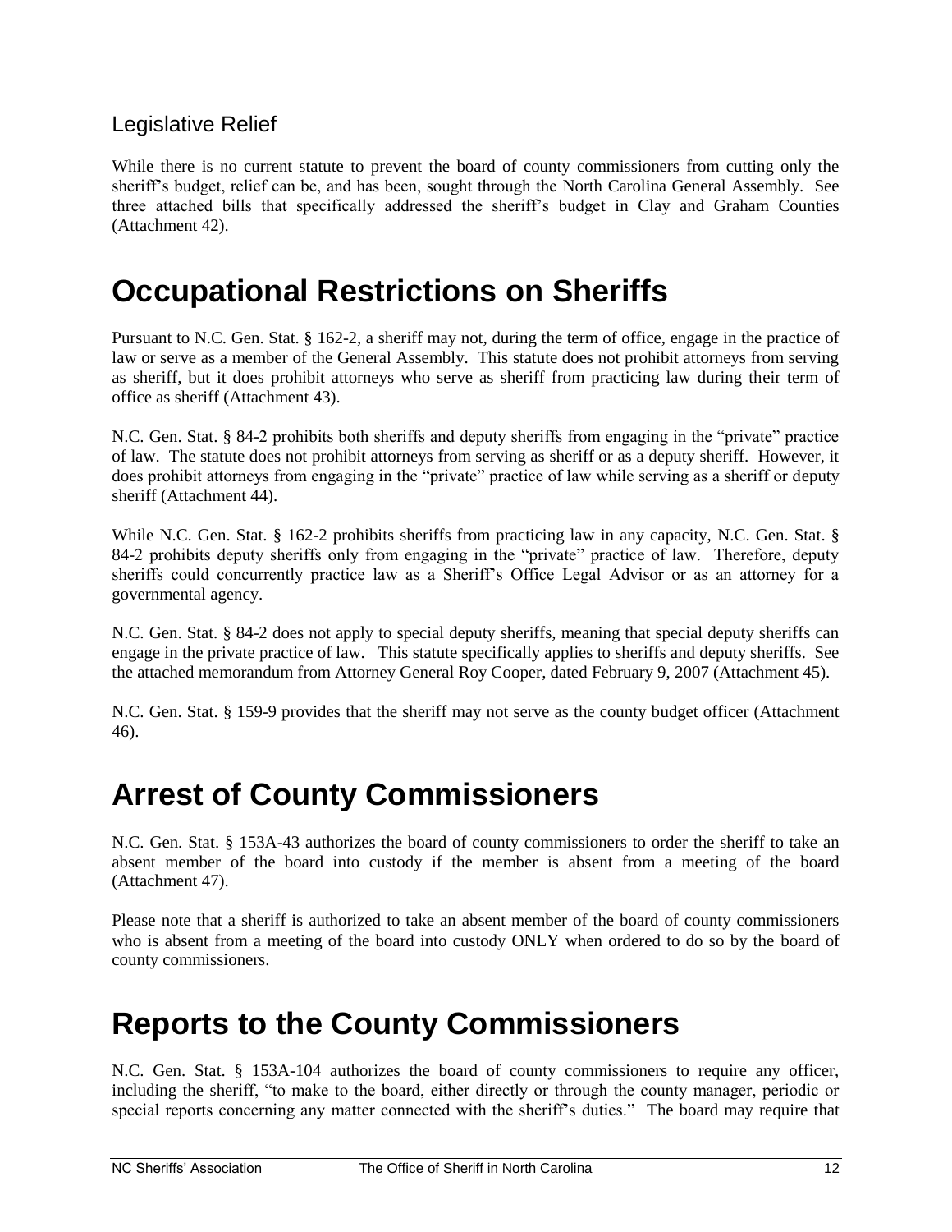### Legislative Relief

While there is no current statute to prevent the board of county commissioners from cutting only the sheriff's budget, relief can be, and has been, sought through the North Carolina General Assembly. See three attached bills that specifically addressed the sheriff's budget in Clay and Graham Counties (Attachment 42).

# Occupational Restrictions on Sheriffs

Pursuant to N.C. Gen. Stat. § 162-2, a sheriff may not, during the term of office, engage in the practice of law or serve as a member of the General Assembly. This statute does not prohibit attorneys from serving as sheriff, but it does prohibit attorneys who serve as sheriff from practicing law during their term of office as sheriff (Attachment 43).

N.C. Gen. Stat. § 84-2 prohibits both sheriffs and deputy sheriffs from engaging in the "private" practice of law. The statute does not prohibit attorneys from serving as sheriff or as a deputy sheriff. However, it does prohibit attorneys from engaging in the "private" practice of law while serving as a sheriff or deputy sheriff (Attachment 44).

While N.C. Gen. Stat. § 162-2 prohibits sheriffs from practicing law in any capacity, N.C. Gen. Stat. § 84-2 prohibits deputy sheriffs only from engaging in the "private" practice of law. Therefore, deputy sheriffs could concurrently practice law as a Sheriff's Office Legal Advisor or as an attorney for a governmental agency.

N.C. Gen. Stat. § 84-2 does not apply to special deputy sheriffs, meaning that special deputy sheriffs can engage in the private practice of law. This statute specifically applies to sheriffs and deputy sheriffs. See the attached memorandum from Attorney General Roy Cooper, dated February 9, 2007 (Attachment 45).

N.C. Gen. Stat. § 159-9 provides that the sheriff may not serve as the county budget officer (Attachment 46).

# Arrest of County Commissioners

N.C. Gen. Stat. § 153A-43 authorizes the board of county commissioners to order the sheriff to take an absent member of the board into custody if the member is absent from a meeting of the board (Attachment 47).

Please note that a sheriff is authorized to take an absent member of the board of county commissioners who is absent from a meeting of the board into custody ONLY when ordered to do so by the board of county commissioners.

# Reports to the County Commissioners

N.C. Gen. Stat. § 153A-104 authorizes the board of county commissioners to require any officer, including the sheriff, "to make to the board, either directly or through the county manager, periodic or special reports concerning any matter connected with the sheriff's duties." The board may require that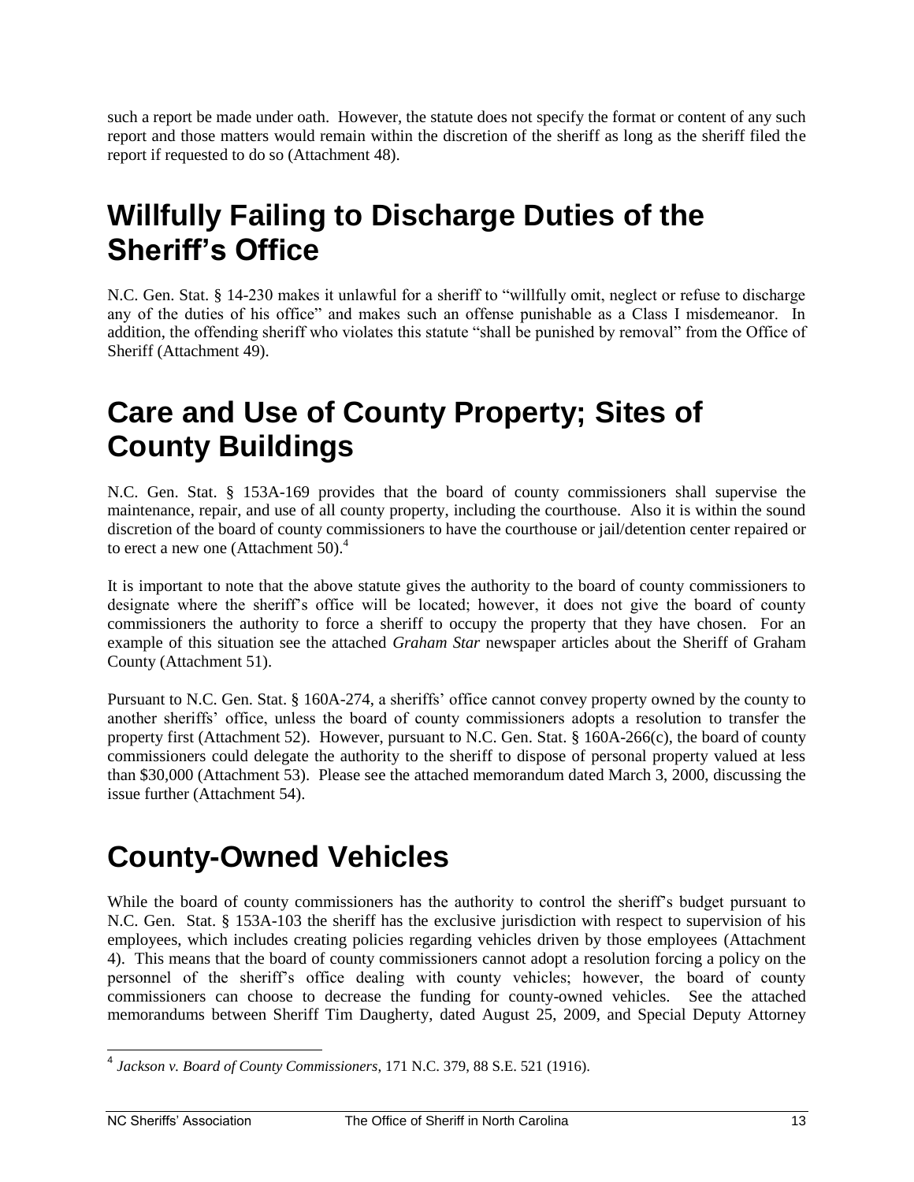such a report be made under oath. However, the statute does not specify the format or content of any such report and those matters would remain within the discretion of the sheriff as long as the sheriff filed the report if requested to do so (Attachment 48).

# Willfully Failing to Discharge Duties of the Sheriff's Office

N.C. Gen. Stat. § 14-230 makes it unlawful for a sheriff to "willfully omit, neglect or refuse to discharge any of the duties of his office" and makes such an offense punishable as a Class I misdemeanor. In addition, the offending sheriff who violates this statute "shall be punished by removal" from the Office of Sheriff (Attachment 49).

# Care and Use of County Property; Sites of County Buildings

N.C. Gen. Stat. § 153A-169 provides that the board of county commissioners shall supervise the maintenance, repair, and use of all county property, including the courthouse. Also it is within the sound discretion of the board of county commissioners to have the courthouse or jail/detention center repaired or to erect a new one (Attachment 50).[4]

It is important to note that the above statute gives the authority to the board of county commissioners to designate where the sheriff's office will be located; however, it does not give the board of county commissioners the authority to force a sheriff to occupy the property that they have chosen. For an example of this situation see the attached *Graham Star* newspaper articles about the Sheriff of Graham County (Attachment 51).

Pursuant to N.C. Gen. Stat. § 160A-274, a sheriffs' office cannot convey property owned by the county to another sheriffs' office, unless the board of county commissioners adopts a resolution to transfer the property first (Attachment 52). However, pursuant to N.C. Gen. Stat. § 160A-266(c), the board of county commissioners could delegate the authority to the sheriff to dispose of personal property valued at less than $30,000 (Attachment 53). Please see the attached memorandum dated March 3, 2000, discussing the issue further (Attachment 54).

# County-Owned Vehicles

While the board of county commissioners has the authority to control the sheriff's budget pursuant to N.C. Gen. Stat. § 153A-103 the sheriff has the exclusive jurisdiction with respect to supervision of his employees, which includes creating policies regarding vehicles driven by those employees (Attachment 4). This means that the board of county commissioners cannot adopt a resolution forcing a policy on the personnel of the sheriff's office dealing with county vehicles; however, the board of county commissioners can choose to decrease the funding for county-owned vehicles. See the attached memorandums between Sheriff Tim Daugherty, dated August 25, 2009, and Special Deputy Attorney

[4] *Jackson v. Board of County Commissioners*, 171 N.C. 379, 88 S.E. 521 (1916).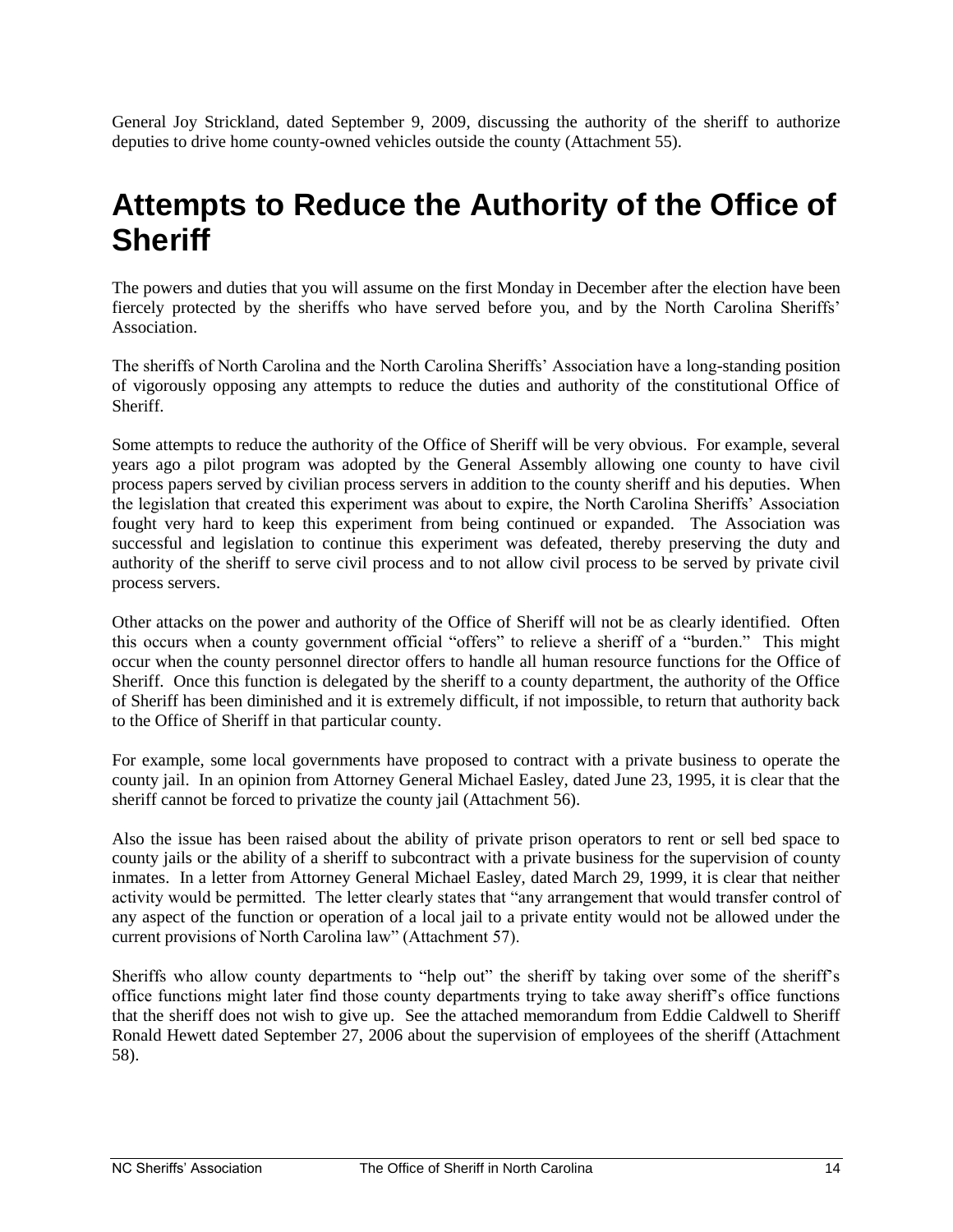General Joy Strickland, dated September 9, 2009, discussing the authority of the sheriff to authorize deputies to drive home county-owned vehicles outside the county (Attachment 55).

# Attempts to Reduce the Authority of the Office of Sheriff

The powers and duties that you will assume on the first Monday in December after the election have been fiercely protected by the sheriffs who have served before you, and by the North Carolina Sheriffs' Association.

The sheriffs of North Carolina and the North Carolina Sheriffs' Association have a long-standing position of vigorously opposing any attempts to reduce the duties and authority of the constitutional Office of Sheriff.

Some attempts to reduce the authority of the Office of Sheriff will be very obvious. For example, several years ago a pilot program was adopted by the General Assembly allowing one county to have civil process papers served by civilian process servers in addition to the county sheriff and his deputies. When the legislation that created this experiment was about to expire, the North Carolina Sheriffs' Association fought very hard to keep this experiment from being continued or expanded. The Association was successful and legislation to continue this experiment was defeated, thereby preserving the duty and authority of the sheriff to serve civil process and to not allow civil process to be served by private civil process servers.

Other attacks on the power and authority of the Office of Sheriff will not be as clearly identified. Often this occurs when a county government official "offers" to relieve a sheriff of a "burden." This might occur when the county personnel director offers to handle all human resource functions for the Office of Sheriff. Once this function is delegated by the sheriff to a county department, the authority of the Office of Sheriff has been diminished and it is extremely difficult, if not impossible, to return that authority back to the Office of Sheriff in that particular county.

For example, some local governments have proposed to contract with a private business to operate the county jail. In an opinion from Attorney General Michael Easley, dated June 23, 1995, it is clear that the sheriff cannot be forced to privatize the county jail (Attachment 56).

Also the issue has been raised about the ability of private prison operators to rent or sell bed space to county jails or the ability of a sheriff to subcontract with a private business for the supervision of county inmates. In a letter from Attorney General Michael Easley, dated March 29, 1999, it is clear that neither activity would be permitted. The letter clearly states that "any arrangement that would transfer control of any aspect of the function or operation of a local jail to a private entity would not be allowed under the current provisions of North Carolina law" (Attachment 57).

Sheriffs who allow county departments to "help out" the sheriff by taking over some of the sheriff's office functions might later find those county departments trying to take away sheriff's office functions that the sheriff does not wish to give up. See the attached memorandum from Eddie Caldwell to Sheriff Ronald Hewett dated September 27, 2006 about the supervision of employees of the sheriff (Attachment 58).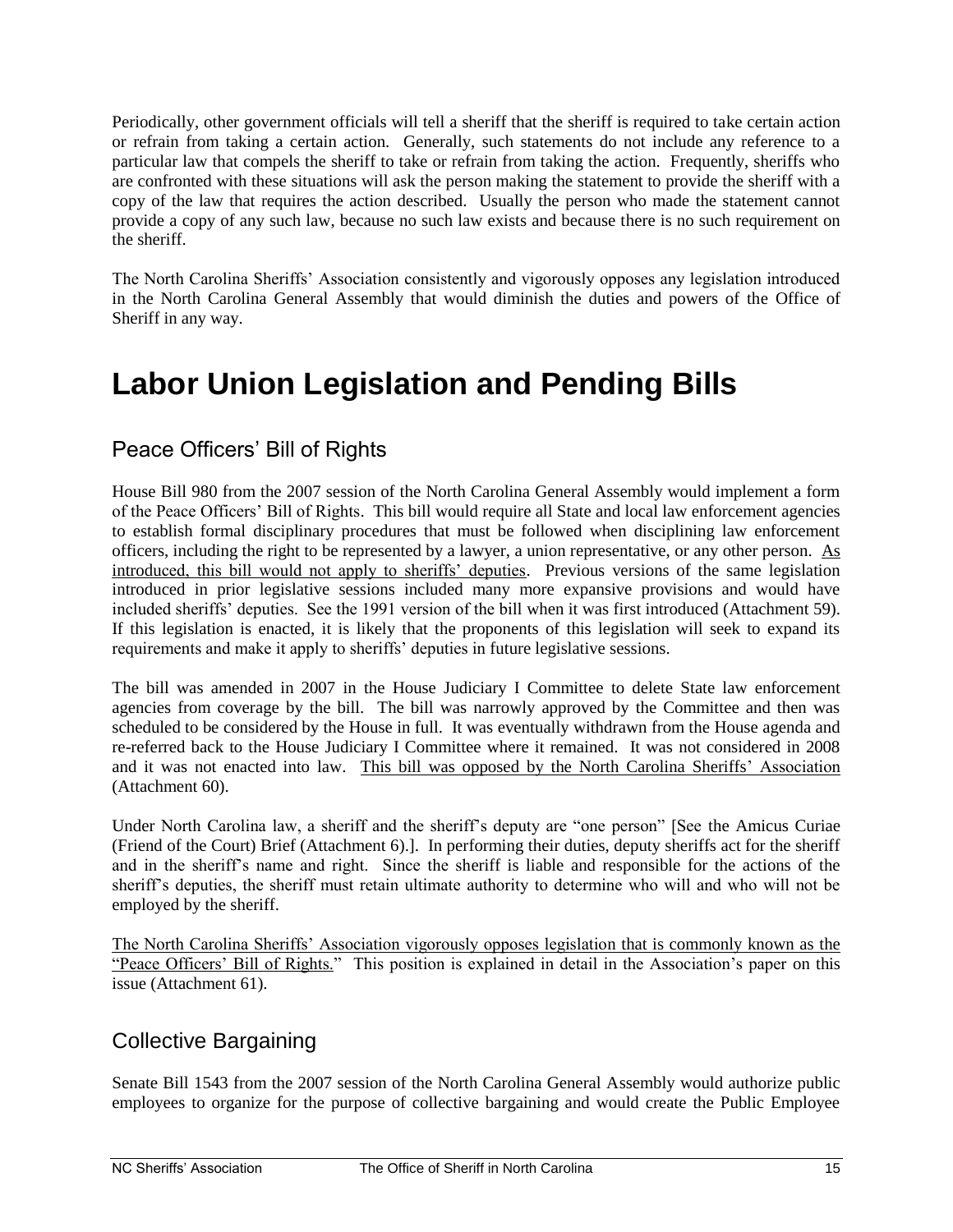Periodically, other government officials will tell a sheriff that the sheriff is required to take certain action or refrain from taking a certain action. Generally, such statements do not include any reference to a particular law that compels the sheriff to take or refrain from taking the action. Frequently, sheriffs who are confronted with these situations will ask the person making the statement to provide the sheriff with a copy of the law that requires the action described. Usually the person who made the statement cannot provide a copy of any such law, because no such law exists and because there is no such requirement on the sheriff.

The North Carolina Sheriffs' Association consistently and vigorously opposes any legislation introduced in the North Carolina General Assembly that would diminish the duties and powers of the Office of Sheriff in any way.

# Labor Union Legislation and Pending Bills

## Peace Officers' Bill of Rights

House Bill 980 from the 2007 session of the North Carolina General Assembly would implement a form of the Peace Officers' Bill of Rights. This bill would require all State and local law enforcement agencies to establish formal disciplinary procedures that must be followed when disciplining law enforcement officers, including the right to be represented by a lawyer, a union representative, or any other person. <u>As introduced, this bill would not apply to sheriffs' deputies</u>. Previous versions of the same legislation introduced in prior legislative sessions included many more expansive provisions and would have included sheriffs' deputies. See the 1991 version of the bill when it was first introduced (Attachment 59). If this legislation is enacted, it is likely that the proponents of this legislation will seek to expand its requirements and make it apply to sheriffs' deputies in future legislative sessions.

The bill was amended in 2007 in the House Judiciary I Committee to delete State law enforcement agencies from coverage by the bill. The bill was narrowly approved by the Committee and then was scheduled to be considered by the House in full. It was eventually withdrawn from the House agenda and re-referred back to the House Judiciary I Committee where it remained. It was not considered in 2008 and it was not enacted into law. <u>This bill was opposed by the North Carolina Sheriffs' Association</u> (Attachment 60).

Under North Carolina law, a sheriff and the sheriff's deputy are "one person" [See the Amicus Curiae (Friend of the Court) Brief (Attachment 6).]. In performing their duties, deputy sheriffs act for the sheriff and in the sheriff's name and right. Since the sheriff is liable and responsible for the actions of the sheriff's deputies, the sheriff must retain ultimate authority to determine who will and who will not be employed by the sheriff.

<u>The North Carolina Sheriffs' Association vigorously opposes legislation that is commonly known as the "Peace Officers' Bill of Rights."</u> This position is explained in detail in the Association's paper on this issue (Attachment 61).

## Collective Bargaining

Senate Bill 1543 from the 2007 session of the North Carolina General Assembly would authorize public employees to organize for the purpose of collective bargaining and would create the Public Employee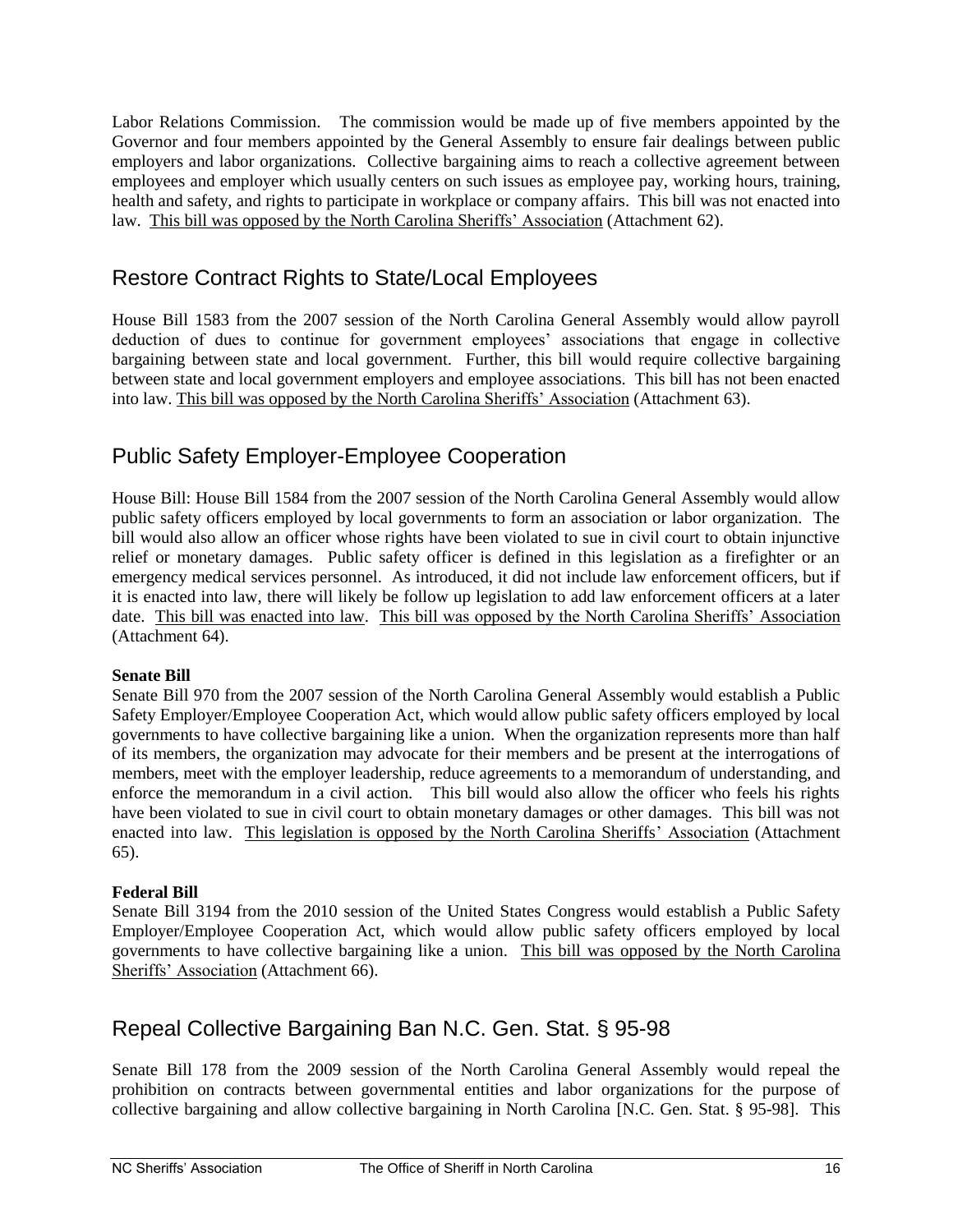Labor Relations Commission. The commission would be made up of five members appointed by the Governor and four members appointed by the General Assembly to ensure fair dealings between public employers and labor organizations. Collective bargaining aims to reach a collective agreement between employees and employer which usually centers on such issues as employee pay, working hours, training, health and safety, and rights to participate in workplace or company affairs. This bill was not enacted into law. <u>This bill was opposed by the North Carolina Sheriffs' Association</u> (Attachment 62).

## Restore Contract Rights to State/Local Employees

House Bill 1583 from the 2007 session of the North Carolina General Assembly would allow payroll deduction of dues to continue for government employees' associations that engage in collective bargaining between state and local government. Further, this bill would require collective bargaining between state and local government employers and employee associations. This bill has not been enacted into law. <u>This bill was opposed by the North Carolina Sheriffs' Association</u> (Attachment 63).

## Public Safety Employer-Employee Cooperation

House Bill: House Bill 1584 from the 2007 session of the North Carolina General Assembly would allow public safety officers employed by local governments to form an association or labor organization. The bill would also allow an officer whose rights have been violated to sue in civil court to obtain injunctive relief or monetary damages. Public safety officer is defined in this legislation as a firefighter or an emergency medical services personnel. As introduced, it did not include law enforcement officers, but if it is enacted into law, there will likely be follow up legislation to add law enforcement officers at a later date. <u>This bill was enacted into law</u>. <u>This bill was opposed by the North Carolina Sheriffs' Association</u> (Attachment 64).

**Senate Bill**

Senate Bill 970 from the 2007 session of the North Carolina General Assembly would establish a Public Safety Employer/Employee Cooperation Act, which would allow public safety officers employed by local governments to have collective bargaining like a union. When the organization represents more than half of its members, the organization may advocate for their members and be present at the interrogations of members, meet with the employer leadership, reduce agreements to a memorandum of understanding, and enforce the memorandum in a civil action. This bill would also allow the officer who feels his rights have been violated to sue in civil court to obtain monetary damages or other damages. This bill was not enacted into law. <u>This legislation is opposed by the North Carolina Sheriffs' Association</u> (Attachment 65).

**Federal Bill**

Senate Bill 3194 from the 2010 session of the United States Congress would establish a Public Safety Employer/Employee Cooperation Act, which would allow public safety officers employed by local governments to have collective bargaining like a union. <u>This bill was opposed by the North Carolina Sheriffs' Association</u> (Attachment 66).

## Repeal Collective Bargaining Ban N.C. Gen. Stat. § 95-98

Senate Bill 178 from the 2009 session of the North Carolina General Assembly would repeal the prohibition on contracts between governmental entities and labor organizations for the purpose of collective bargaining and allow collective bargaining in North Carolina [N.C. Gen. Stat. § 95-98]. This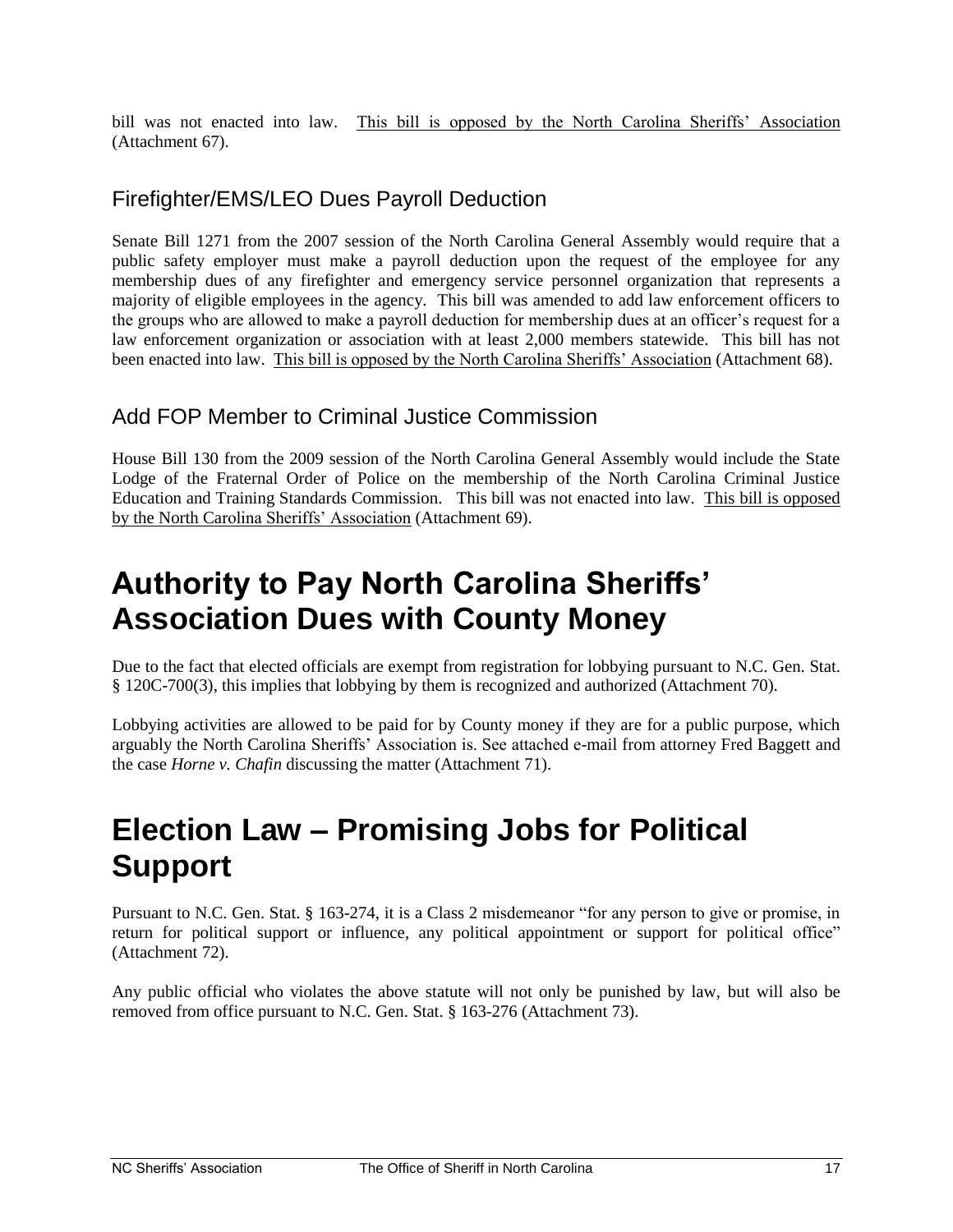bill was not enacted into law. This bill is opposed by the North Carolina Sheriffs' Association (Attachment 67).

### Firefighter/EMS/LEO Dues Payroll Deduction

Senate Bill 1271 from the 2007 session of the North Carolina General Assembly would require that a public safety employer must make a payroll deduction upon the request of the employee for any membership dues of any firefighter and emergency service personnel organization that represents a majority of eligible employees in the agency. This bill was amended to add law enforcement officers to the groups who are allowed to make a payroll deduction for membership dues at an officer's request for a law enforcement organization or association with at least 2,000 members statewide. This bill has not been enacted into law. This bill is opposed by the North Carolina Sheriffs' Association (Attachment 68).

### Add FOP Member to Criminal Justice Commission

House Bill 130 from the 2009 session of the North Carolina General Assembly would include the State Lodge of the Fraternal Order of Police on the membership of the North Carolina Criminal Justice Education and Training Standards Commission. This bill was not enacted into law. This bill is opposed by the North Carolina Sheriffs' Association (Attachment 69).

# Authority to Pay North Carolina Sheriffs' Association Dues with County Money

Due to the fact that elected officials are exempt from registration for lobbying pursuant to N.C. Gen. Stat. § 120C-700(3), this implies that lobbying by them is recognized and authorized (Attachment 70).

Lobbying activities are allowed to be paid for by County money if they are for a public purpose, which arguably the North Carolina Sheriffs' Association is. See attached e-mail from attorney Fred Baggett and the case *Horne v. Chafin* discussing the matter (Attachment 71).

# Election Law – Promising Jobs for Political Support

Pursuant to N.C. Gen. Stat. § 163-274, it is a Class 2 misdemeanor "for any person to give or promise, in return for political support or influence, any political appointment or support for political office" (Attachment 72).

Any public official who violates the above statute will not only be punished by law, but will also be removed from office pursuant to N.C. Gen. Stat. § 163-276 (Attachment 73).